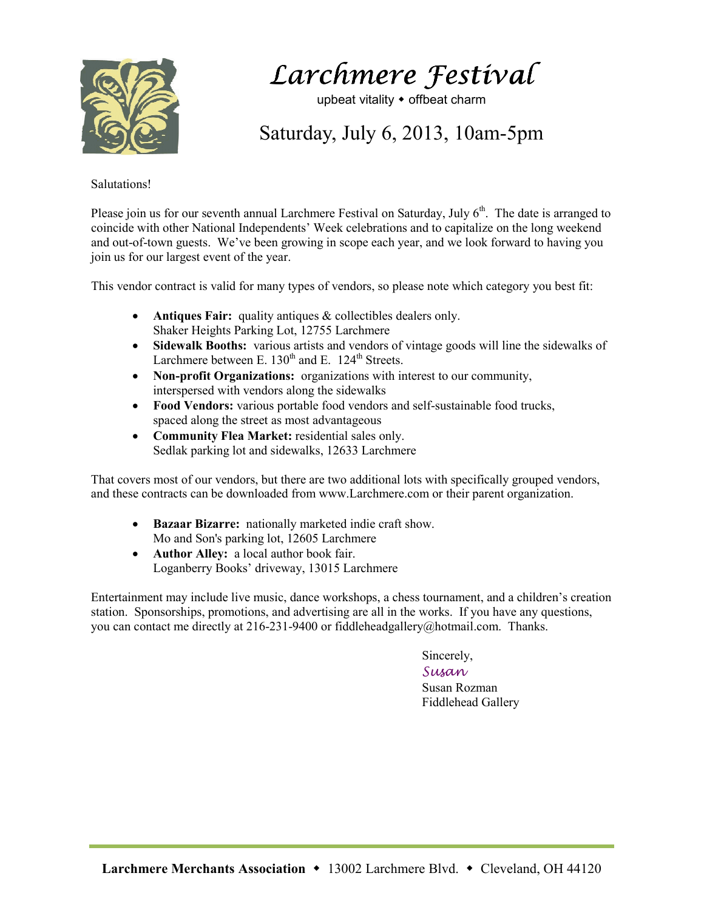# Larchmere Festival

upbeat vitality ◆ offbeat charm

## Saturday, July 6, 2013, 10am-5pm

Salutations!

Please join us for our seventh annual Larchmere Festival on Saturday, July 6th. The date is arranged to coincide with other National Independents' Week celebrations and to capitalize on the long weekend and out-of-town guests. We've been growing in scope each year, and we look forward to having you join us for our largest event of the year.

This vendor contract is valid for many types of vendors, so please note which category you best fit:

- **Antiques Fair:** quality antiques & collectibles dealers only.
  Shaker Heights Parking Lot, 12755 Larchmere
- **Sidewalk Booths:** various artists and vendors of vintage goods will line the sidewalks of Larchmere between E. 130th and E. 124th Streets.
- **Non-profit Organizations:** organizations with interest to our community, interspersed with vendors along the sidewalks
- **Food Vendors:** various portable food vendors and self-sustainable food trucks, spaced along the street as most advantageous
- **Community Flea Market:** residential sales only.
  Sedlak parking lot and sidewalks, 12633 Larchmere

That covers most of our vendors, but there are two additional lots with specifically grouped vendors, and these contracts can be downloaded from www.Larchmere.com or their parent organization.

- **Bazaar Bizarre:** nationally marketed indie craft show.
  Mo and Son's parking lot, 12605 Larchmere
- **Author Alley:** a local author book fair.
  Loganberry Books' driveway, 13015 Larchmere

Entertainment may include live music, dance workshops, a chess tournament, and a children's creation station. Sponsorships, promotions, and advertising are all in the works. If you have any questions, you can contact me directly at 216-231-9400 or fiddleheadgallery@hotmail.com. Thanks.

Sincerely,
*Susan*
Susan Rozman
Fiddlehead Gallery

**Larchmere Merchants Association** ◆ 13002 Larchmere Blvd. ◆ Cleveland, OH 44120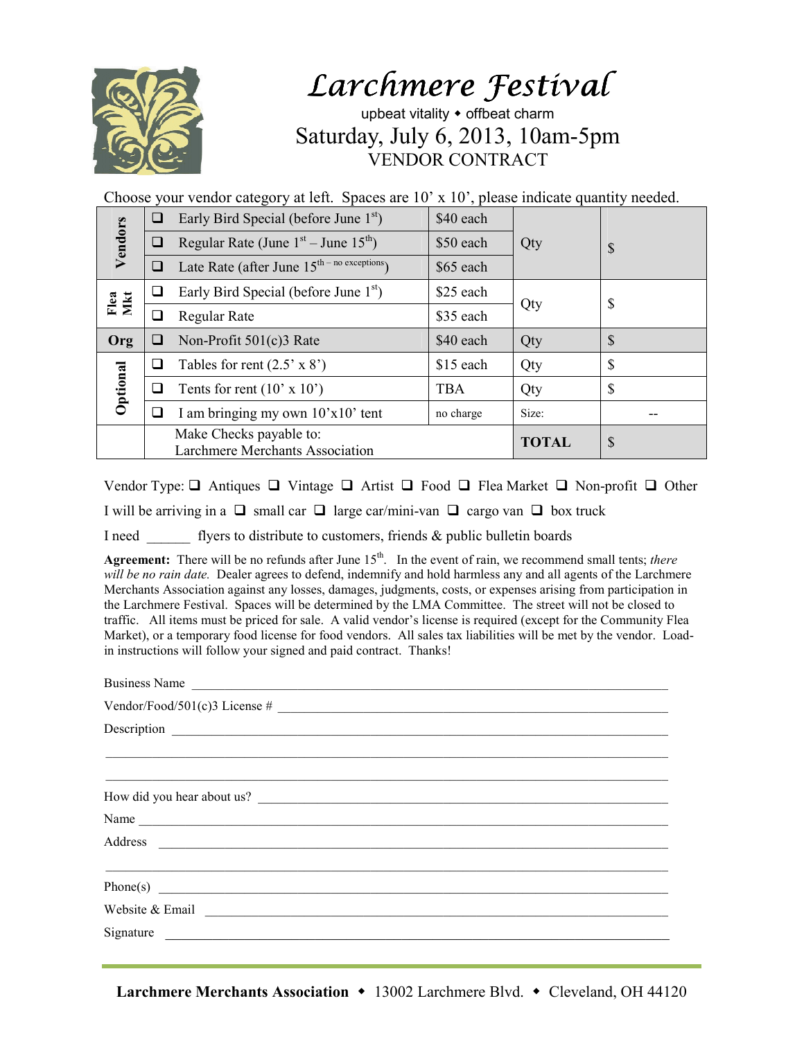# Larchmere Festival

upbeat vitality ◆ offbeat charm

Saturday, July 6, 2013, 10am-5pm

VENDOR CONTRACT

Choose your vendor category at left. Spaces are 10' x 10', please indicate quantity needed.

| | | | | |
|---|---|---|---|---|
| Vendors | ❑ Early Bird Special (before June 1st) | $40 each | Qty | $ |
| | ❑ Regular Rate (June 1st – June 15th) | $50 each | | |
| | ❑ Late Rate (after June 15th – no exceptions) | $65 each | | |
| Flea Mkt | ❑ Early Bird Special (before June 1st) | $25 each | Qty | $ |
| | ❑ Regular Rate | $35 each | | |
| Org | ❑ Non-Profit 501(c)3 Rate | $40 each | Qty | $ |
| Optional | ❑ Tables for rent (2.5' x 8') | $15 each | Qty | $ |
| | ❑ Tents for rent (10' x 10') | TBA | Qty | $ |
| | ❑ I am bringing my own 10'x10' tent | no charge | Size: | -- |
| | Make Checks payable to: Larchmere Merchants Association | | **TOTAL** | $ |

Vendor Type: ❑ Antiques ❑ Vintage ❑ Artist ❑ Food ❑ Flea Market ❑ Non-profit ❑ Other

I will be arriving in a ❑ small car ❑ large car/mini-van ❑ cargo van ❑ box truck

I need ______ flyers to distribute to customers, friends & public bulletin boards

**Agreement:** There will be no refunds after June 15th. In the event of rain, we recommend small tents; *there will be no rain date.* Dealer agrees to defend, indemnify and hold harmless any and all agents of the Larchmere Merchants Association against any losses, damages, judgments, costs, or expenses arising from participation in the Larchmere Festival. Spaces will be determined by the LMA Committee. The street will not be closed to traffic. All items must be priced for sale. A valid vendor's license is required (except for the Community Flea Market), or a temporary food license for food vendors. All sales tax liabilities will be met by the vendor. Load-in instructions will follow your signed and paid contract. Thanks!

Business Name ______________________________________________

Vendor/Food/501(c)3 License # ______________________________________________

Description ______________________________________________

______________________________________________

______________________________________________

How did you hear about us? ______________________________________________

Name ______________________________________________

Address ______________________________________________

______________________________________________

Phone(s) ______________________________________________

Website & Email ______________________________________________

Signature ______________________________________________

**Larchmere Merchants Association** ◆ 13002 Larchmere Blvd. ◆ Cleveland, OH 44120